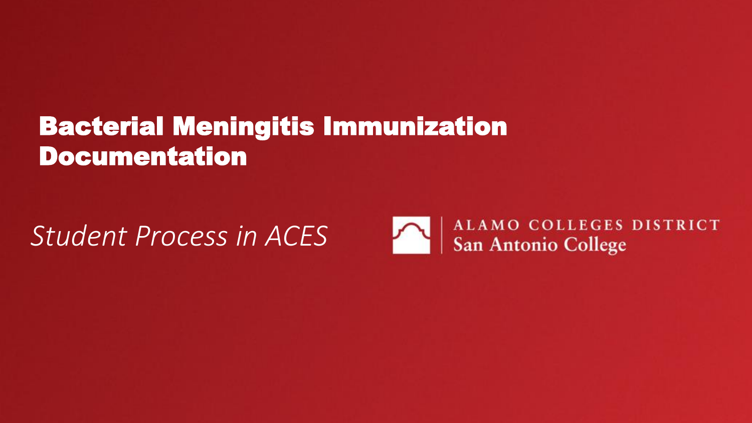# Bacterial Meningitis Immunization Documentation

*Student Process in ACES*

ALAMO COLLEGES DISTRICT
San Antonio College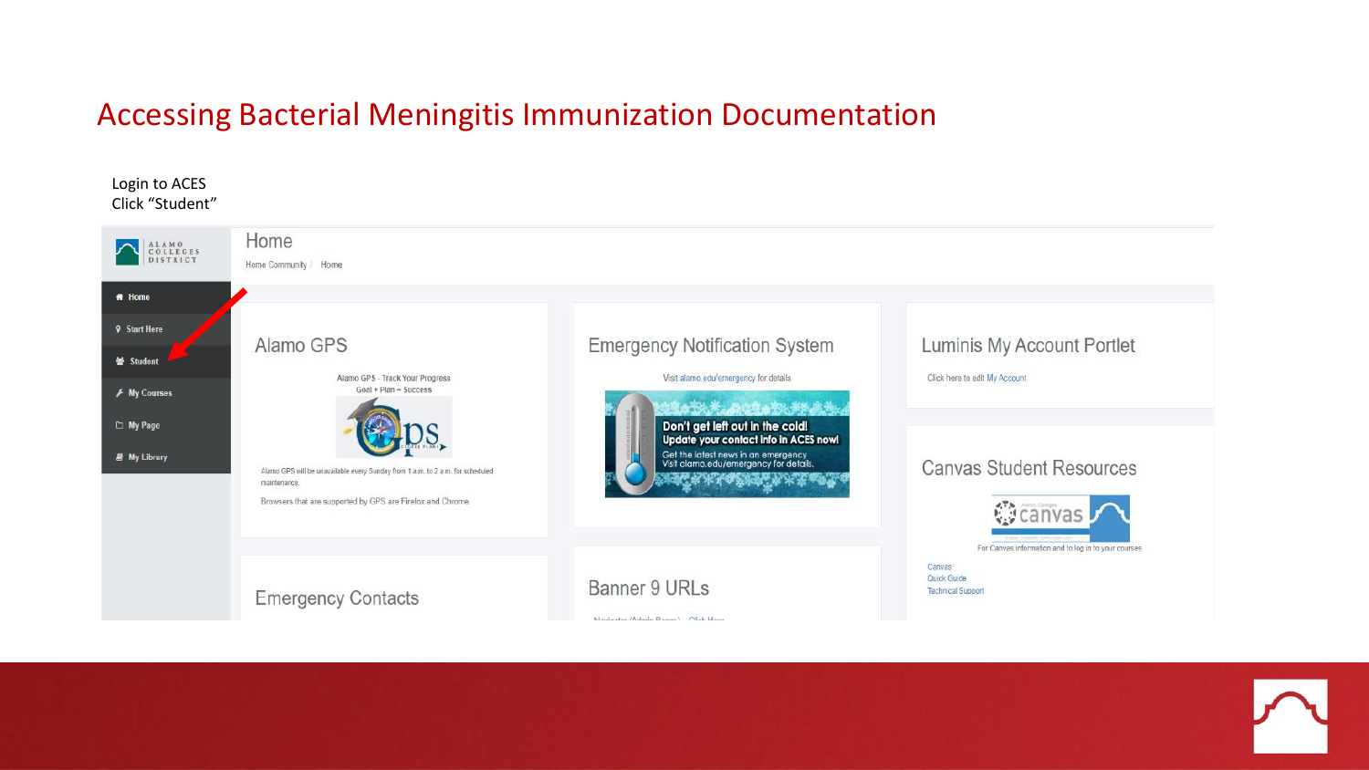# Accessing Bacterial Meningitis Immunization Documentation

Login to ACES
Click “Student”

ALAMO COLLEGES DISTRICT

- Home
- Start Here
- Student
- My Courses
- My Page
- My Library

## Home

Home Community / Home

### Alamo GPS

Alamo GPS - Track Your Progress
Goal + Plan = Success

Alamo GPS will be unavailable every Sunday from 1 a.m. to 2 a.m. for scheduled maintenance.

Browsers that are supported by GPS are Firefox and Chrome

### Emergency Notification System

Visit alamo.edu/emergency for details

Don't get left out in the cold!
Update your contact info in ACES now!
Get the latest news in an emergency
Visit alamo.edu/emergency for details.

### Luminis My Account Portlet

Click here to edit My Account

### Canvas Student Resources

For Canvas information and to log in to your courses

Canvas
Quick Guide
Technical Support

### Emergency Contacts

### Banner 9 URLs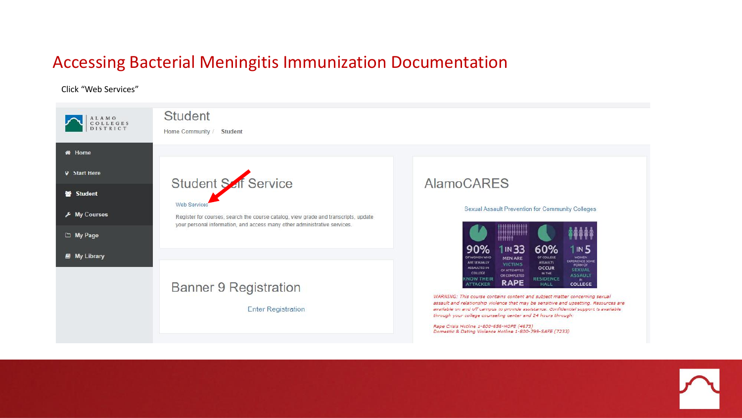# Accessing Bacterial Meningitis Immunization Documentation

Click "Web Services"

ALAMO COLLEGES DISTRICT

- Home
- Start Here
- Student
- My Courses
- My Page
- My Library

## Student

Home Community / **Student**

### Student Self Service

Web Services

Register for courses, search the course catalog, view grade and transcripts, update your personal information, and access many other administrative services.

### Banner 9 Registration

Enter Registration

### AlamoCARES

Sexual Assault Prevention for Community Colleges

90% OF WOMEN WHO ARE SEXUALLY ASSAULTED IN COLLEGE KNOW THEIR ATTACKER

1 IN 33 MEN ARE VICTIMS OF ATTEMPTED OR COMPLETED RAPE

60% OF COLLEGE ASSAULTS OCCUR IN THE RESIDENCE HALL

1 IN 5 WOMEN EXPERIENCE SOME FORM OF SEXUAL ASSAULT IN COLLEGE

*WARNING: This course contains content and subject matter concerning sexual assault and relationship violence that may be sensitive and upsetting. Resources are available on and off campus to provide assistance. Confidential support is available through your college counseling center and 24 hours through:*

*Rape Crisis Hotline 1-800-656-HOPE (4673)*
*Domestic & Dating Violence Hotline 1-800-799-SAFE (7233)*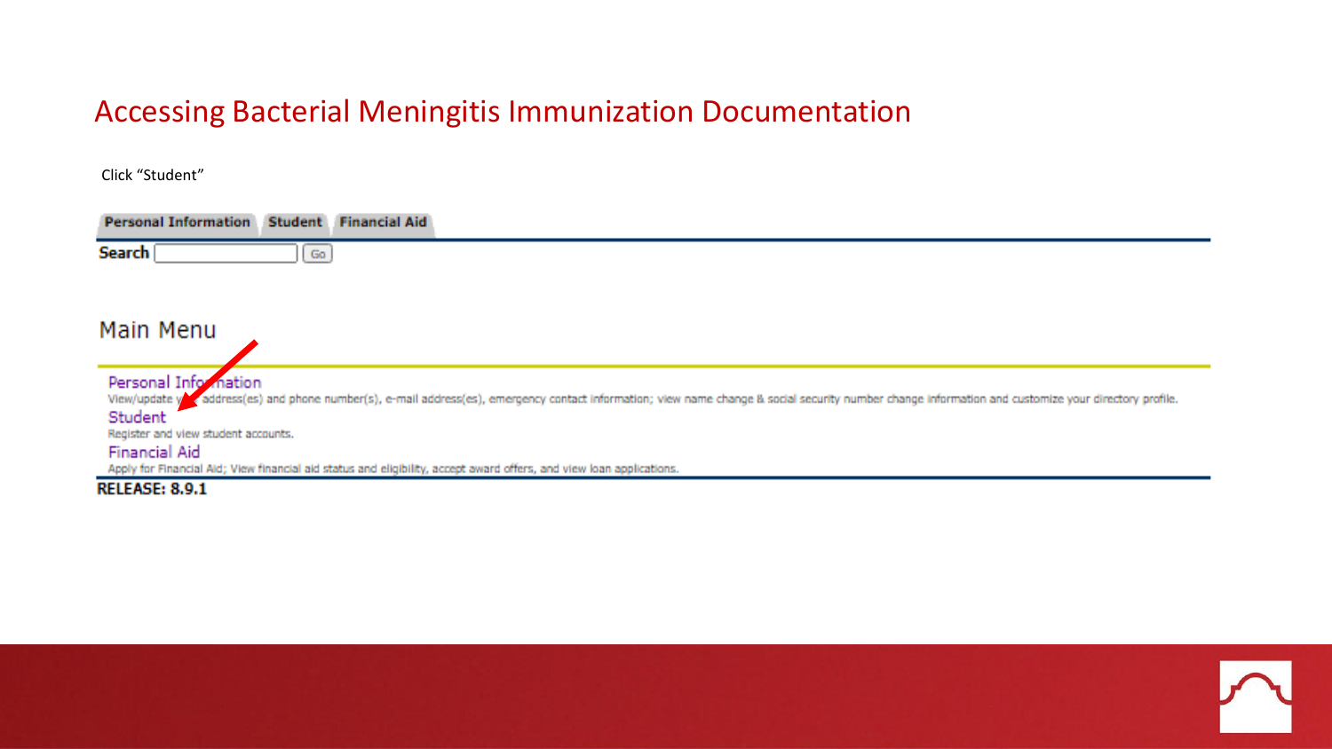# Accessing Bacterial Meningitis Immunization Documentation

Click "Student"

Personal Information | Student | Financial Aid

Search [ ] Go

## Main Menu

Personal Information
View/update your address(es) and phone number(s), e-mail address(es), emergency contact information; view name change & social security number change information and customize your directory profile.

Student
Register and view student accounts.

Financial Aid
Apply for Financial Aid; View financial aid status and eligibility, accept award offers, and view loan applications.

**RELEASE: 8.9.1**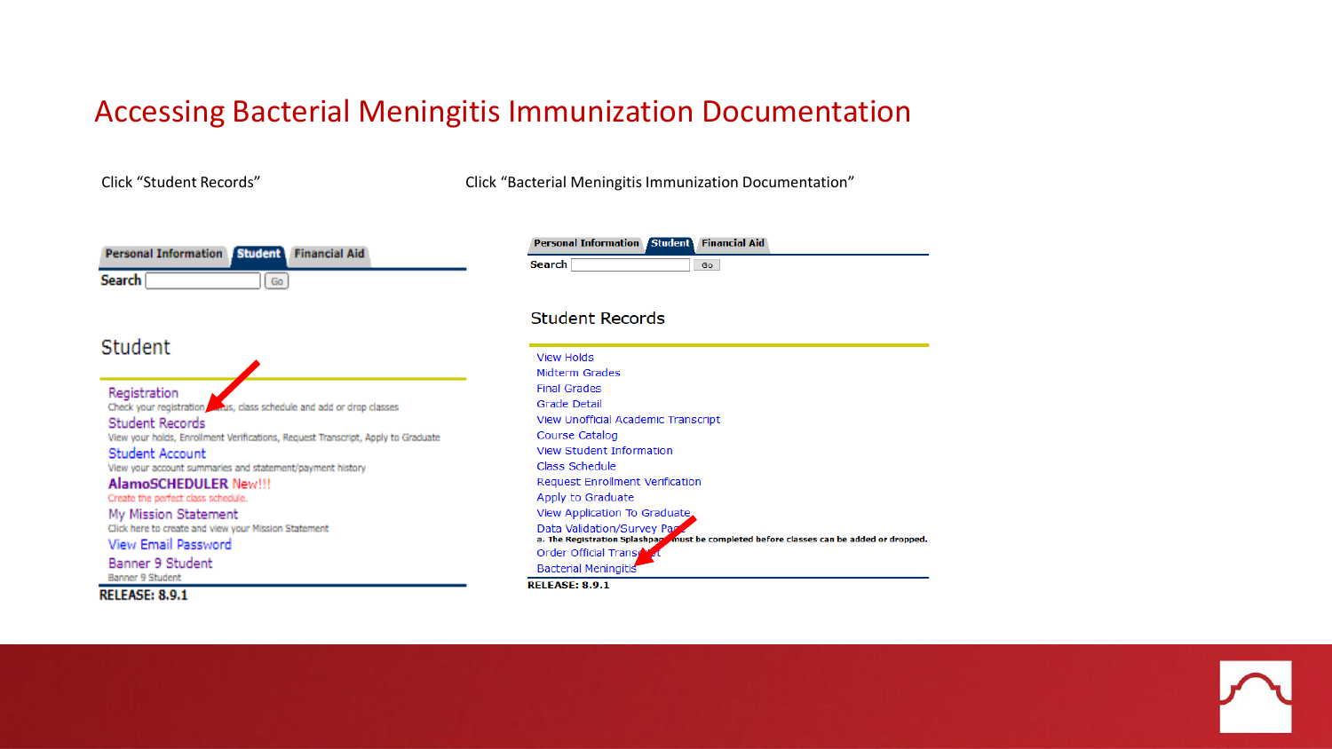# Accessing Bacterial Meningitis Immunization Documentation

Click "Student Records"

Personal Information | Student | Financial Aid

Search [ ] Go

## Student

Registration
Check your registration status, class schedule and add or drop classes

Student Records
View your holds, Enrollment Verifications, Request Transcript, Apply to Graduate

Student Account
View your account summaries and statement/payment history

**AlamoSCHEDULER** New!!!
Create the perfect class schedule.

My Mission Statement
Click here to create and view your Mission Statement

View Email Password

Banner 9 Student
Banner 9 Student

**RELEASE: 8.9.1**

Click "Bacterial Meningitis Immunization Documentation"

Personal Information | Student | Financial Aid

Search [ ] Go

## Student Records

- View Holds
- Midterm Grades
- Final Grades
- Grade Detail
- View Unofficial Academic Transcript
- Course Catalog
- View Student Information
- Class Schedule
- Request Enrollment Verification
- Apply to Graduate
- View Application To Graduate
- Data Validation/Survey Page
  a. The Registration Splashpage must be completed before classes can be added or dropped.
- Order Official Transcript
- Bacterial Meningitis

**RELEASE: 8.9.1**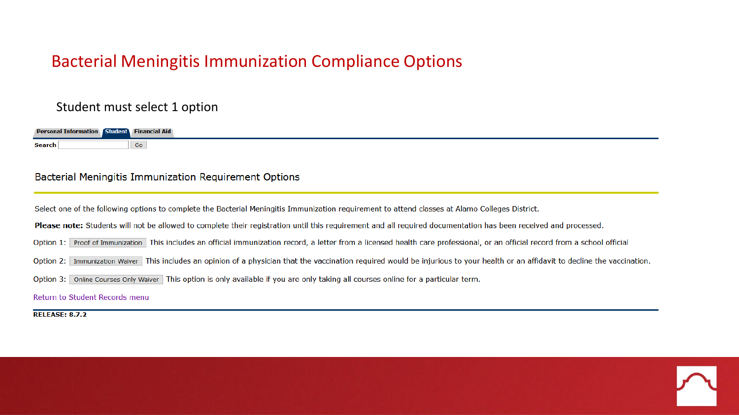# Bacterial Meningitis Immunization Compliance Options

Student must select 1 option

Personal Information | Student | Financial Aid

Search [ ] Go

## Bacterial Meningitis Immunization Requirement Options

Select one of the following options to complete the Bacterial Meningitis Immunization requirement to attend classes at Alamo Colleges District.

**Please note:** Students will not be allowed to complete their registration until this requirement and all required documentation has been received and processed.

Option 1: Proof of Immunization This includes an official immunization record, a letter from a licensed health care professional, or an official record from a school official

Option 2: Immunization Waiver This includes an opinion of a physician that the vaccination required would be injurious to your health or an affidavit to decline the vaccination.

Option 3: Online Courses Only Waiver This option is only available if you are only taking all courses online for a particular term.

Return to Student Records menu

**RELEASE: 8.7.2**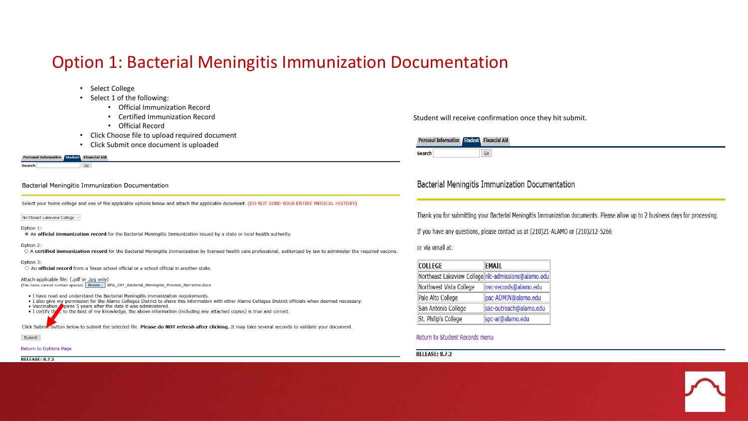# Option 1: Bacterial Meningitis Immunization Documentation

- Select College
- Select 1 of the following:
  - Official Immunization Record
  - Certified Immunization Record
  - Official Record
- Click Choose file to upload required document
- Click Submit once document is uploaded

Personal Information | Student | Financial Aid

Search [ ] Go

Bacterial Meningitis Immunization Documentation

Select your home college and one of the applicable options below and attach the applicable document. (DO NOT SEND YOUR ENTIRE MEDICAL HISTORY)

Northeast Lakeview College

Option 1:
◉ An **official immunization record** for the Bacterial Meningitis Immunization issued by a state or local health authority.

Option 2:
○ A **certified immunization record** for the Bacterial Meningitis Immunization by licensed health care professional, authorized by law to administer the required vaccine.

Option 3:
○ An **official record** from a Texas school official or a school official in another state.

Attach applicable file: (.pdf or .jpg only)
(File name cannot contain spaces) Browse... BPA_297_Bacterial_Meningitis_Process_Narrative.docx

- I have read and understand the Bacterial Meningitis immunization requirements.
- I also give my permission for the Alamo Colleges District to share this information with other Alamo Colleges District officials when deemed necessary.
- Vaccination expires 5 years after the date it was administered.
- I certify that, to the best of my knowledge, the above information (including any attached copies) is true and correct.

Click Submit button below to submit the selected file. **Please do NOT refresh after clicking.** It may take several seconds to validate your document.

Submit

Return to Options Page

RELEASE: 8.7.2

Student will receive confirmation once they hit submit.

Personal Information | Student | Financial Aid

Search [ ] Go

Bacterial Meningitis Immunization Documentation

Thank you for submitting your Bacterial Meningitis Immunization documents. Please allow up to 2 business days for processing.

If you have any questions, please contact us at (210)21-ALAMO or (210)212-5266

or via email at:

| COLLEGE | EMAIL |
|---|---|
| Northeast Lakeview College | nlc-admissions@alamo.edu |
| Northwest Vista College | nvc-records@alamo.edu |
| Palo Alto College | pac-ADMIN@alamo.edu |
| San Antonio College | sac-outreach@alamo.edu |
| St. Philip's College | spc-ar@alamo.edu |

Return to Student Records menu

RELEASE: 8.7.2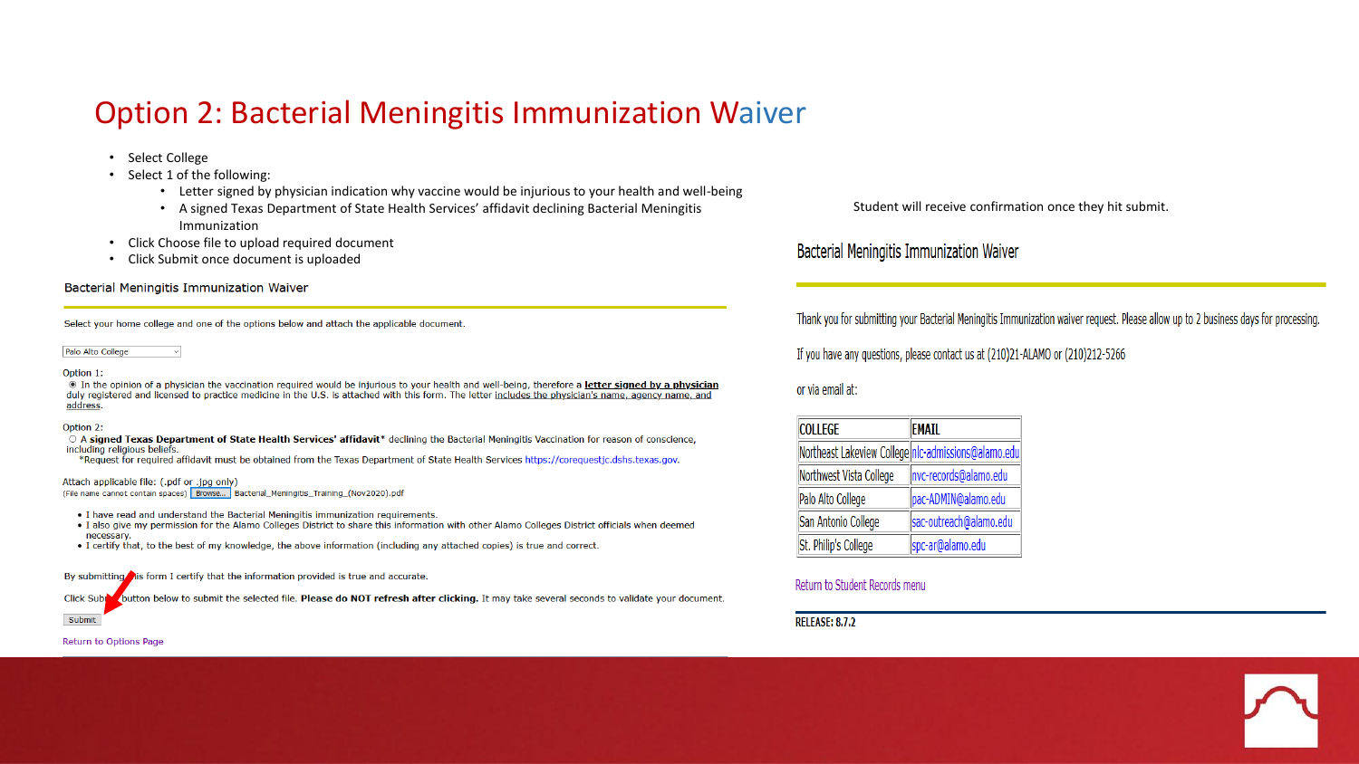# Option 2: Bacterial Meningitis Immunization Waiver

- Select College
- Select 1 of the following:
  - Letter signed by physician indication why vaccine would be injurious to your health and well-being
  - A signed Texas Department of State Health Services' affidavit declining Bacterial Meningitis Immunization
- Click Choose file to upload required document
- Click Submit once document is uploaded

### Bacterial Meningitis Immunization Waiver

Select your home college and one of the options below and attach the applicable document.

Palo Alto College

Option 1:
◉ In the opinion of a physician the vaccination required would be injurious to your health and well-being, therefore a **letter signed by a physician** duly registered and licensed to practice medicine in the U.S. is attached with this form. The letter includes the physician's name, agency name, and address.

Option 2:
○ A **signed Texas Department of State Health Services' affidavit*** declining the Bacterial Meningitis Vaccination for reason of conscience, including religious beliefs.
*Request for required affidavit must be obtained from the Texas Department of State Health Services https://corequestjc.dshs.texas.gov.

Attach applicable file: (.pdf or .jpg only)
(File name cannot contain spaces) Browse... Bacterial_Meningitis_Training_(Nov2020).pdf

- I have read and understand the Bacterial Meningitis immunization requirements.
- I also give my permission for the Alamo Colleges District to share this information with other Alamo Colleges District officials when deemed necessary.
- I certify that, to the best of my knowledge, the above information (including any attached copies) is true and correct.

By submitting this form I certify that the information provided is true and accurate.

Click Submit button below to submit the selected file. **Please do NOT refresh after clicking.** It may take several seconds to validate your document.

Submit

Return to Options Page

Student will receive confirmation once they hit submit.

### Bacterial Meningitis Immunization Waiver

Thank you for submitting your Bacterial Meningitis Immunization waiver request. Please allow up to 2 business days for processing.

If you have any questions, please contact us at (210)21-ALAMO or (210)212-5266

or via email at:

| COLLEGE | EMAIL |
|---|---|
| Northeast Lakeview College | nlc-admissions@alamo.edu |
| Northwest Vista College | nvc-records@alamo.edu |
| Palo Alto College | pac-ADMIN@alamo.edu |
| San Antonio College | sac-outreach@alamo.edu |
| St. Philip's College | spc-ar@alamo.edu |

Return to Student Records menu

RELEASE: 8.7.2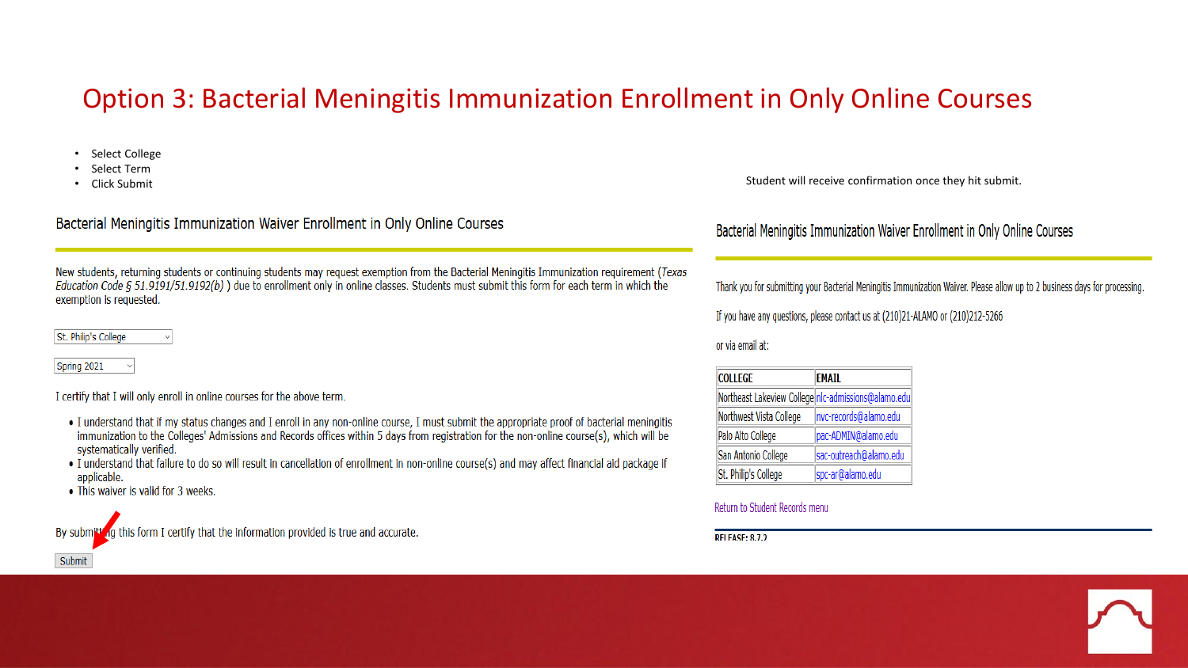# Option 3: Bacterial Meningitis Immunization Enrollment in Only Online Courses

- Select College
- Select Term
- Click Submit

Student will receive confirmation once they hit submit.

## Bacterial Meningitis Immunization Waiver Enrollment in Only Online Courses

New students, returning students or continuing students may request exemption from the Bacterial Meningitis Immunization requirement (*Texas Education Code § 51.9191/51.9192(b)* ) due to enrollment only in online classes. Students must submit this form for each term in which the exemption is requested.

St. Philip's College

Spring 2021

I certify that I will only enroll in online courses for the above term.

- I understand that if my status changes and I enroll in any non-online course, I must submit the appropriate proof of bacterial meningitis immunization to the Colleges' Admissions and Records offices within 5 days from registration for the non-online course(s), which will be systematically verified.
- I understand that failure to do so will result in cancellation of enrollment in non-online course(s) and may affect financial aid package if applicable.
- This waiver is valid for 3 weeks.

By submitting this form I certify that the information provided is true and accurate.

Submit

## Bacterial Meningitis Immunization Waiver Enrollment in Only Online Courses

Thank you for submitting your Bacterial Meningitis Immunization Waiver. Please allow up to 2 business days for processing.

If you have any questions, please contact us at (210)21-ALAMO or (210)212-5266

or via email at:

| COLLEGE | EMAIL |
| --- | --- |
| Northeast Lakeview College | nlc-admissions@alamo.edu |
| Northwest Vista College | nvc-records@alamo.edu |
| Palo Alto College | pac-ADMIN@alamo.edu |
| San Antonio College | sac-outreach@alamo.edu |
| St. Philip's College | spc-ar@alamo.edu |

Return to Student Records menu

RELEASE: 8.7.2